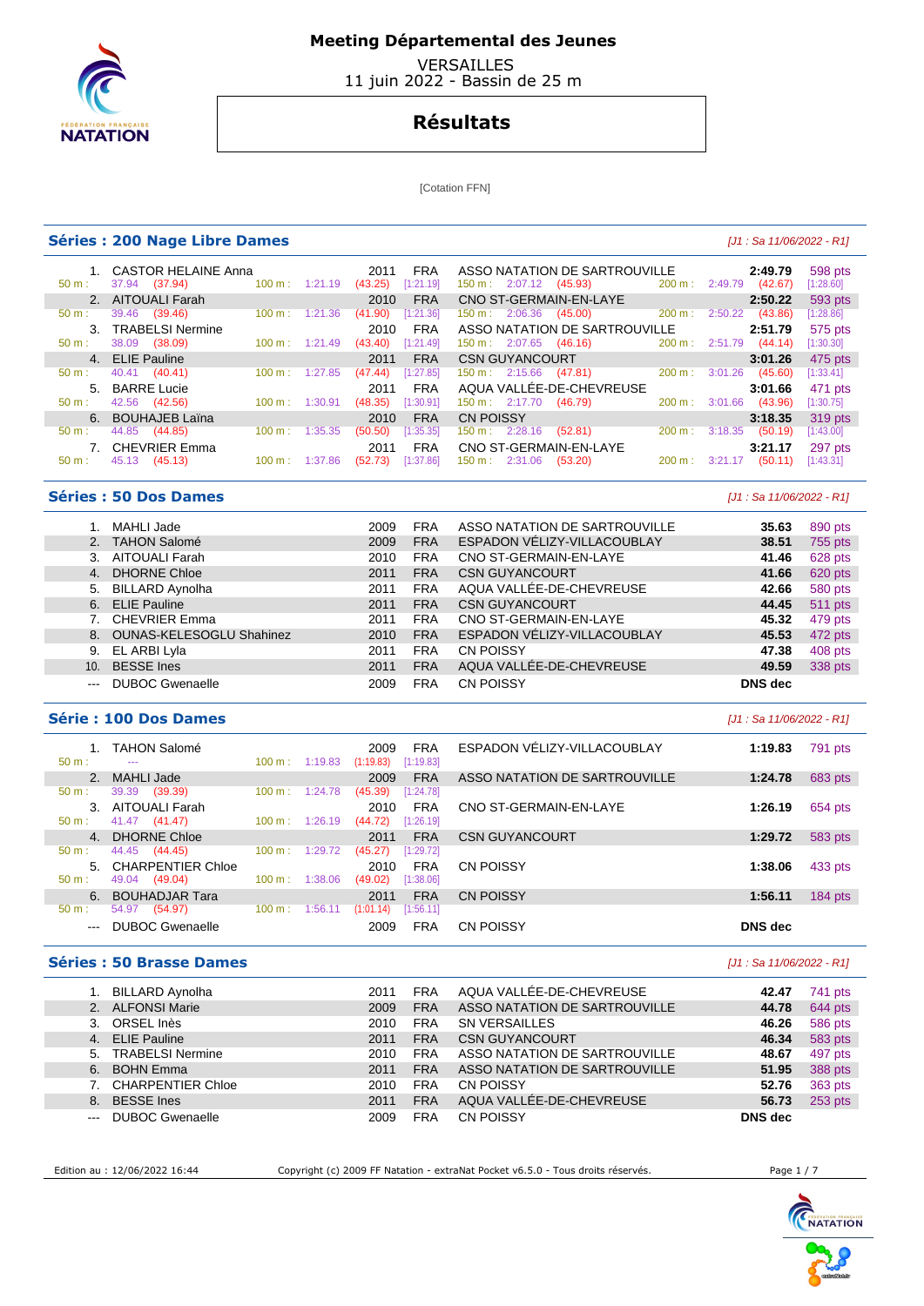# Meeting Départemental des Jeunes

VERSAILLES
11 juin 2022 - Bassin de 25 m

## Résultats

[Cotation FFN]

### Séries : 200 Nage Libre Dames

*[J1 : Sa 11/06/2022 - R1]*

| Rang | Nom | Année | Nat. | Club | Temps | Points |
|---|---|---|---|---|---|---|
| 1. | CASTOR HELAINE Anna | 2011 | FRA | ASSO NATATION DE SARTROUVILLE | 2:49.79 | 598 pts |
| | 50 m : 37.94 (37.94) | 100 m : 1:21.19 (43.25) [1:21.19] | | 150 m : 2:07.12 (45.93) | 200 m : 2:49.79 (42.67) | [1:28.60] |
| 2. | AITOUALI Farah | 2010 | FRA | CNO ST-GERMAIN-EN-LAYE | 2:50.22 | 593 pts |
| | 50 m : 39.46 (39.46) | 100 m : 1:21.36 (41.90) [1:21.36] | | 150 m : 2:06.36 (45.00) | 200 m : 2:50.22 (43.86) | [1:28.86] |
| 3. | TRABELSI Nermine | 2010 | FRA | ASSO NATATION DE SARTROUVILLE | 2:51.79 | 575 pts |
| | 50 m : 38.09 (38.09) | 100 m : 1:21.49 (43.40) [1:21.49] | | 150 m : 2:07.65 (46.16) | 200 m : 2:51.79 (44.14) | [1:30.30] |
| 4. | ELIE Pauline | 2011 | FRA | CSN GUYANCOURT | 3:01.26 | 475 pts |
| | 50 m : 40.41 (40.41) | 100 m : 1:27.85 (47.44) [1:27.85] | | 150 m : 2:15.66 (47.81) | 200 m : 3:01.26 (45.60) | [1:33.41] |
| 5. | BARRE Lucie | 2011 | FRA | AQUA VALLÉE-DE-CHEVREUSE | 3:01.66 | 471 pts |
| | 50 m : 42.56 (42.56) | 100 m : 1:30.91 (48.35) [1:30.91] | | 150 m : 2:17.70 (46.79) | 200 m : 3:01.66 (43.96) | [1:30.75] |
| 6. | BOUHAJEB Laïna | 2010 | FRA | CN POISSY | 3:18.35 | 319 pts |
| | 50 m : 44.85 (44.85) | 100 m : 1:35.35 (50.50) [1:35.35] | | 150 m : 2:28.16 (52.81) | 200 m : 3:18.35 (50.19) | [1:43.00] |
| 7. | CHEVRIER Emma | 2011 | FRA | CNO ST-GERMAIN-EN-LAYE | 3:21.17 | 297 pts |
| | 50 m : 45.13 (45.13) | 100 m : 1:37.86 (52.73) [1:37.86] | | 150 m : 2:31.06 (53.20) | 200 m : 3:21.17 (50.11) | [1:43.31] |

### Séries : 50 Dos Dames

*[J1 : Sa 11/06/2022 - R1]*

| Rang | Nom | Année | Nat. | Club | Temps | Points |
|---|---|---|---|---|---|---|
| 1. | MAHLI Jade | 2009 | FRA | ASSO NATATION DE SARTROUVILLE | 35.63 | 890 pts |
| 2. | TAHON Salomé | 2009 | FRA | ESPADON VÉLIZY-VILLACOUBLAY | 38.51 | 755 pts |
| 3. | AITOUALI Farah | 2010 | FRA | CNO ST-GERMAIN-EN-LAYE | 41.46 | 628 pts |
| 4. | DHORNE Chloe | 2011 | FRA | CSN GUYANCOURT | 41.66 | 620 pts |
| 5. | BILLARD Aynolha | 2011 | FRA | AQUA VALLÉE-DE-CHEVREUSE | 42.66 | 580 pts |
| 6. | ELIE Pauline | 2011 | FRA | CSN GUYANCOURT | 44.45 | 511 pts |
| 7. | CHEVRIER Emma | 2011 | FRA | CNO ST-GERMAIN-EN-LAYE | 45.32 | 479 pts |
| 8. | OUNAS-KELESOGLU Shahinez | 2010 | FRA | ESPADON VÉLIZY-VILLACOUBLAY | 45.53 | 472 pts |
| 9. | EL ARBI Lyla | 2011 | FRA | CN POISSY | 47.38 | 408 pts |
| 10. | BESSE Ines | 2011 | FRA | AQUA VALLÉE-DE-CHEVREUSE | 49.59 | 338 pts |
| --- | DUBOC Gwenaelle | 2009 | FRA | CN POISSY | DNS dec | |

### Série : 100 Dos Dames

*[J1 : Sa 11/06/2022 - R1]*

| Rang | Nom | Année | Nat. | Club | Temps | Points |
|---|---|---|---|---|---|---|
| 1. | TAHON Salomé | 2009 | FRA | ESPADON VÉLIZY-VILLACOUBLAY | 1:19.83 | 791 pts |
| | 50 m : --- | 100 m : 1:19.83 (1:19.83) [1:19.83] | | | | |
| 2. | MAHLI Jade | 2009 | FRA | ASSO NATATION DE SARTROUVILLE | 1:24.78 | 683 pts |
| | 50 m : 39.39 (39.39) | 100 m : 1:24.78 (45.39) [1:24.78] | | | | |
| 3. | AITOUALI Farah | 2010 | FRA | CNO ST-GERMAIN-EN-LAYE | 1:26.19 | 654 pts |
| | 50 m : 41.47 (41.47) | 100 m : 1:26.19 (44.72) [1:26.19] | | | | |
| 4. | DHORNE Chloe | 2011 | FRA | CSN GUYANCOURT | 1:29.72 | 583 pts |
| | 50 m : 44.45 (44.45) | 100 m : 1:29.72 (45.27) [1:29.72] | | | | |
| 5. | CHARPENTIER Chloe | 2010 | FRA | CN POISSY | 1:38.06 | 433 pts |
| | 50 m : 49.04 (49.04) | 100 m : 1:38.06 (49.02) [1:38.06] | | | | |
| 6. | BOUHADJAR Tara | 2011 | FRA | CN POISSY | 1:56.11 | 184 pts |
| | 50 m : 54.97 (54.97) | 100 m : 1:56.11 (1:01.14) [1:56.11] | | | | |
| --- | DUBOC Gwenaelle | 2009 | FRA | CN POISSY | DNS dec | |

### Séries : 50 Brasse Dames

*[J1 : Sa 11/06/2022 - R1]*

| Rang | Nom | Année | Nat. | Club | Temps | Points |
|---|---|---|---|---|---|---|
| 1. | BILLARD Aynolha | 2011 | FRA | AQUA VALLÉE-DE-CHEVREUSE | 42.47 | 741 pts |
| 2. | ALFONSI Marie | 2009 | FRA | ASSO NATATION DE SARTROUVILLE | 44.78 | 644 pts |
| 3. | ORSEL Inès | 2010 | FRA | SN VERSAILLES | 46.26 | 586 pts |
| 4. | ELIE Pauline | 2011 | FRA | CSN GUYANCOURT | 46.34 | 583 pts |
| 5. | TRABELSI Nermine | 2010 | FRA | ASSO NATATION DE SARTROUVILLE | 48.67 | 497 pts |
| 6. | BOHN Emma | 2011 | FRA | ASSO NATATION DE SARTROUVILLE | 51.95 | 388 pts |
| 7. | CHARPENTIER Chloe | 2010 | FRA | CN POISSY | 52.76 | 363 pts |
| 8. | BESSE Ines | 2011 | FRA | AQUA VALLÉE-DE-CHEVREUSE | 56.73 | 253 pts |
| --- | DUBOC Gwenaelle | 2009 | FRA | CN POISSY | DNS dec | |

Edition au : 12/06/2022 16:44 — Copyright (c) 2009 FF Natation - extraNat Pocket v6.5.0 - Tous droits réservés.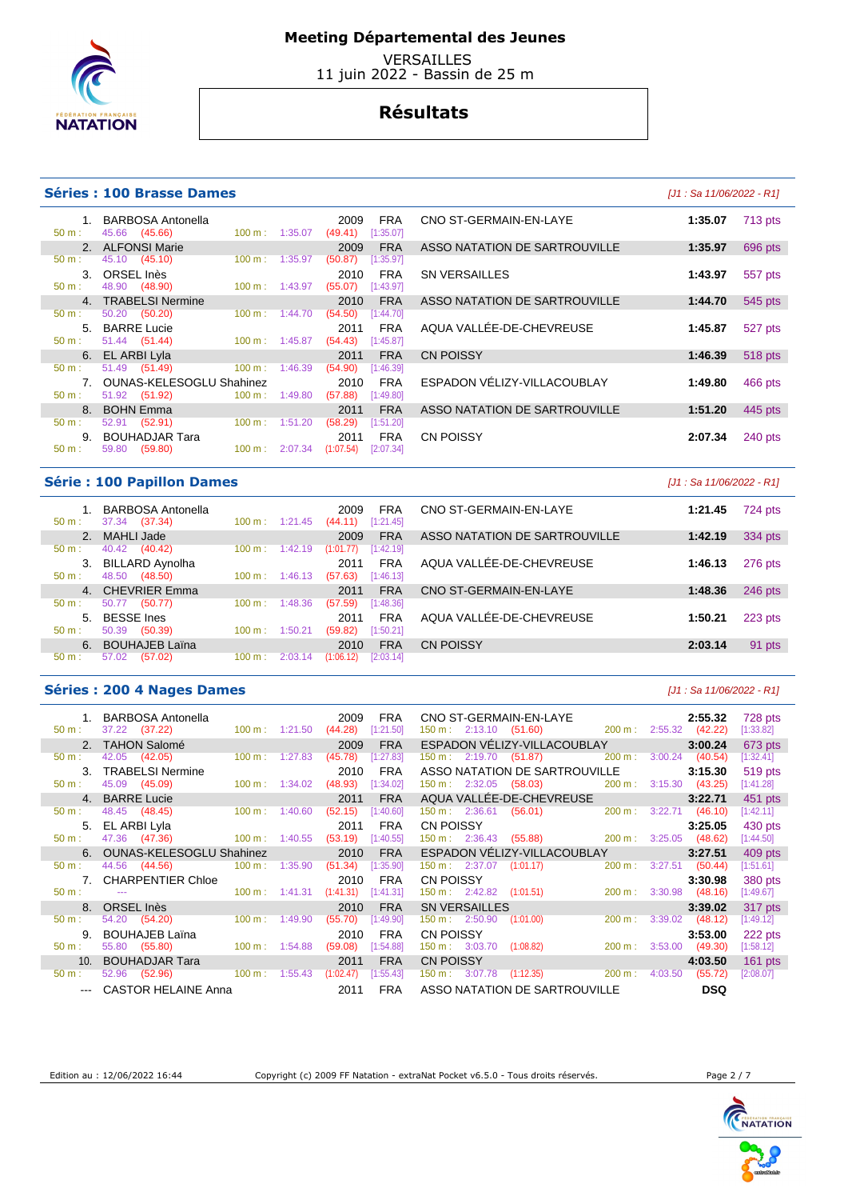# Meeting Départemental des Jeunes

VERSAILLES
11 juin 2022 - Bassin de 25 m

## Résultats

### Séries : 100 Brasse Dames

*[J1 : Sa 11/06/2022 - R1]*

| Rang | Nom | Année | Nat. | Club | Temps | Points |
|---|---|---|---|---|---|---|
| 1. | BARBOSA Antonella | 2009 | FRA | CNO ST-GERMAIN-EN-LAYE | 1:35.07 | 713 pts |
| | 50 m : 45.66 (45.66) — 100 m : 1:35.07 (49.41) [1:35.07] | | | | | |
| 2. | ALFONSI Marie | 2009 | FRA | ASSO NATATION DE SARTROUVILLE | 1:35.97 | 696 pts |
| | 50 m : 45.10 (45.10) — 100 m : 1:35.97 (50.87) [1:35.97] | | | | | |
| 3. | ORSEL Inès | 2010 | FRA | SN VERSAILLES | 1:43.97 | 557 pts |
| | 50 m : 48.90 (48.90) — 100 m : 1:43.97 (55.07) [1:43.97] | | | | | |
| 4. | TRABELSI Nermine | 2010 | FRA | ASSO NATATION DE SARTROUVILLE | 1:44.70 | 545 pts |
| | 50 m : 50.20 (50.20) — 100 m : 1:44.70 (54.50) [1:44.70] | | | | | |
| 5. | BARRE Lucie | 2011 | FRA | AQUA VALLÉE-DE-CHEVREUSE | 1:45.87 | 527 pts |
| | 50 m : 51.44 (51.44) — 100 m : 1:45.87 (54.43) [1:45.87] | | | | | |
| 6. | EL ARBI Lyla | 2011 | FRA | CN POISSY | 1:46.39 | 518 pts |
| | 50 m : 51.49 (51.49) — 100 m : 1:46.39 (54.90) [1:46.39] | | | | | |
| 7. | OUNAS-KELESOGLU Shahinez | 2010 | FRA | ESPADON VÉLIZY-VILLACOUBLAY | 1:49.80 | 466 pts |
| | 50 m : 51.92 (51.92) — 100 m : 1:49.80 (57.88) [1:49.80] | | | | | |
| 8. | BOHN Emma | 2011 | FRA | ASSO NATATION DE SARTROUVILLE | 1:51.20 | 445 pts |
| | 50 m : 52.91 (52.91) — 100 m : 1:51.20 (58.29) [1:51.20] | | | | | |
| 9. | BOUHADJAR Tara | 2011 | FRA | CN POISSY | 2:07.34 | 240 pts |
| | 50 m : 59.80 (59.80) — 100 m : 2:07.34 (1:07.54) [2:07.34] | | | | | |

### Série : 100 Papillon Dames

*[J1 : Sa 11/06/2022 - R1]*

| Rang | Nom | Année | Nat. | Club | Temps | Points |
|---|---|---|---|---|---|---|
| 1. | BARBOSA Antonella | 2009 | FRA | CNO ST-GERMAIN-EN-LAYE | 1:21.45 | 724 pts |
| | 50 m : 37.34 (37.34) — 100 m : 1:21.45 (44.11) [1:21.45] | | | | | |
| 2. | MAHLI Jade | 2009 | FRA | ASSO NATATION DE SARTROUVILLE | 1:42.19 | 334 pts |
| | 50 m : 40.42 (40.42) — 100 m : 1:42.19 (1:01.77) [1:42.19] | | | | | |
| 3. | BILLARD Aynolha | 2010 | FRA | AQUA VALLÉE-DE-CHEVREUSE | 1:46.13 | 276 pts |
| | 50 m : 48.50 (48.50) — 100 m : 1:46.13 (57.63) [1:46.13] | | | | | |
| 4. | CHEVRIER Emma | 2011 | FRA | CNO ST-GERMAIN-EN-LAYE | 1:48.36 | 246 pts |
| | 50 m : 50.77 (50.77) — 100 m : 1:48.36 (57.59) [1:48.36] | | | | | |
| 5. | BESSE Ines | 2011 | FRA | AQUA VALLÉE-DE-CHEVREUSE | 1:50.21 | 223 pts |
| | 50 m : 50.39 (50.39) — 100 m : 1:50.21 (59.82) [1:50.21] | | | | | |
| 6. | BOUHAJEB Laïna | 2010 | FRA | CN POISSY | 2:03.14 | 91 pts |
| | 50 m : 57.02 (57.02) — 100 m : 2:03.14 (1:06.12) [2:03.14] | | | | | |

### Séries : 200 4 Nages Dames

*[J1 : Sa 11/06/2022 - R1]*

| Rang | Nom | Année | Nat. | Club | Temps | Points |
|---|---|---|---|---|---|---|
| 1. | BARBOSA Antonella | 2009 | FRA | CNO ST-GERMAIN-EN-LAYE | 2:55.32 | 728 pts |
| | 50 m : 37.22 (37.22) — 100 m : 1:21.50 (44.28) [1:21.50] — 150 m : 2:13.10 (51.60) — 200 m : 2:55.32 (42.22) [1:33.82] | | | | | |
| 2. | TAHON Salomé | 2009 | FRA | ESPADON VÉLIZY-VILLACOUBLAY | 3:00.24 | 673 pts |
| | 50 m : 42.05 (42.05) — 100 m : 1:27.83 (45.78) [1:27.83] — 150 m : 2:19.70 (51.87) — 200 m : 3:00.24 (40.54) [1:32.41] | | | | | |
| 3. | TRABELSI Nermine | 2010 | FRA | ASSO NATATION DE SARTROUVILLE | 3:15.30 | 519 pts |
| | 50 m : 45.09 (45.09) — 100 m : 1:34.02 (48.93) [1:34.02] — 150 m : 2:32.05 (58.03) — 200 m : 3:15.30 (43.25) [1:41.28] | | | | | |
| 4. | BARRE Lucie | 2011 | FRA | AQUA VALLÉE-DE-CHEVREUSE | 3:22.71 | 451 pts |
| | 50 m : 48.45 (48.45) — 100 m : 1:40.60 (52.15) [1:40.60] — 150 m : 2:36.61 (56.01) — 200 m : 3:22.71 (46.10) [1:42.11] | | | | | |
| 5. | EL ARBI Lyla | 2011 | FRA | CN POISSY | 3:25.05 | 430 pts |
| | 50 m : 47.36 (47.36) — 100 m : 1:40.55 (53.19) [1:40.55] — 150 m : 2:36.43 (55.88) — 200 m : 3:25.05 (48.62) [1:44.50] | | | | | |
| 6. | OUNAS-KELESOGLU Shahinez | 2010 | FRA | ESPADON VÉLIZY-VILLACOUBLAY | 3:27.51 | 409 pts |
| | 50 m : 44.56 (44.56) — 100 m : 1:35.90 (51.34) [1:35.90] — 150 m : 2:37.07 (1:01.17) — 200 m : 3:27.51 (50.44) [1:51.61] | | | | | |
| 7. | CHARPENTIER Chloe | 2010 | FRA | CN POISSY | 3:30.98 | 380 pts |
| | 50 m : --- — 100 m : 1:41.31 (1:41.31) [1:41.31] — 150 m : 2:42.82 (1:01.51) — 200 m : 3:30.98 (48.16) [1:49.67] | | | | | |
| 8. | ORSEL Inès | 2010 | FRA | SN VERSAILLES | 3:39.02 | 317 pts |
| | 50 m : 54.20 (54.20) — 100 m : 1:49.90 (55.70) [1:49.90] — 150 m : 2:50.90 (1:01.00) — 200 m : 3:39.02 (48.12) [1:49.12] | | | | | |
| 9. | BOUHAJEB Laïna | 2010 | FRA | CN POISSY | 3:53.00 | 222 pts |
| | 50 m : 55.80 (55.80) — 100 m : 1:54.88 (59.08) [1:54.88] — 150 m : 3:03.70 (1:08.82) — 200 m : 3:53.00 (49.30) [1:58.12] | | | | | |
| 10. | BOUHADJAR Tara | 2011 | FRA | CN POISSY | 4:03.50 | 161 pts |
| | 50 m : 52.96 (52.96) — 100 m : 1:55.43 (1:02.47) [1:55.43] — 150 m : 3:07.78 (1:12.35) — 200 m : 4:03.50 (55.72) [2:08.07] | | | | | |
| --- | CASTOR HELAINE Anna | 2011 | FRA | ASSO NATATION DE SARTROUVILLE | DSQ | |

Edition au : 12/06/2022 16:44 — Copyright (c) 2009 FF Natation - extraNat Pocket v6.5.0 - Tous droits réservés.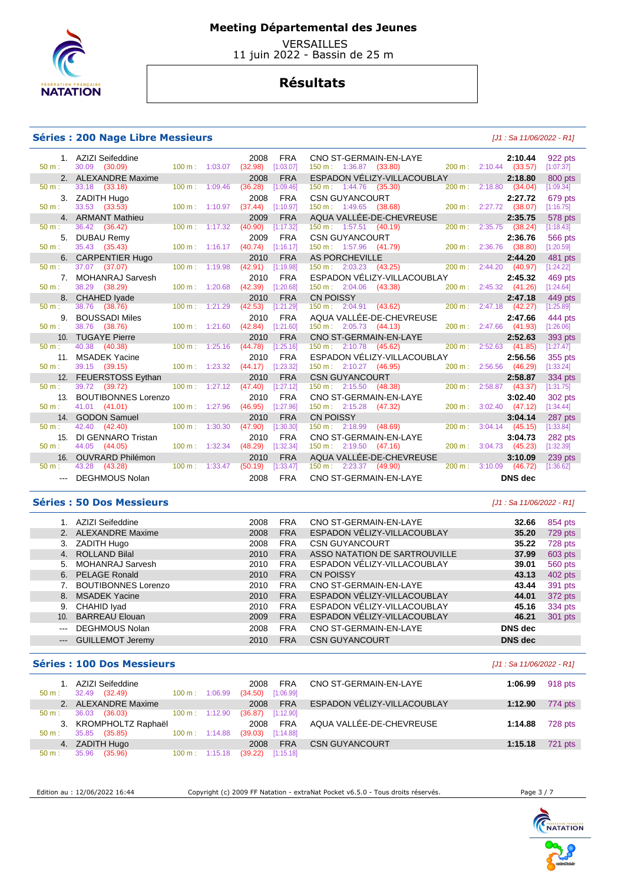# Meeting Départemental des Jeunes

VERSAILLES
11 juin 2022 - Bassin de 25 m

## Résultats

### Séries : 200 Nage Libre Messieurs

*[J1 : Sa 11/06/2022 - R1]*

| Rang | Nom | Année | Nat. | Club | Temps | Points |
|---|---|---|---|---|---|---|
| 1. | AZIZI Seifeddine | 2008 | FRA | CNO ST-GERMAIN-EN-LAYE | 2:10.44 | 922 pts |
| | 50 m : 30.09 (30.09) — 100 m : 1:03.07 (32.98) [1:03.07] — 150 m : 1:36.87 (33.80) — 200 m : 2:10.44 (33.57) [1:07.37] | | | | | |
| 2. | ALEXANDRE Maxime | 2008 | FRA | ESPADON VÉLIZY-VILLACOUBLAY | 2:18.80 | 800 pts |
| | 50 m : 33.18 (33.18) — 100 m : 1:09.46 (36.28) [1:09.46] — 150 m : 1:44.76 (35.30) — 200 m : 2:18.80 (34.04) [1:09.34] | | | | | |
| 3. | ZADITH Hugo | 2008 | FRA | CSN GUYANCOURT | 2:27.72 | 679 pts |
| | 50 m : 33.53 (33.53) — 100 m : 1:10.97 (37.44) [1:10.97] — 150 m : 1:49.65 (38.68) — 200 m : 2:27.72 (38.07) [1:16.75] | | | | | |
| 4. | ARMANT Mathieu | 2009 | FRA | AQUA VALLÉE-DE-CHEVREUSE | 2:35.75 | 578 pts |
| | 50 m : 36.42 (36.42) — 100 m : 1:17.32 (40.90) [1:17.32] — 150 m : 1:57.51 (40.19) — 200 m : 2:35.75 (38.24) [1:18.43] | | | | | |
| 5. | DUBAU Remy | 2009 | FRA | CSN GUYANCOURT | 2:36.76 | 566 pts |
| | 50 m : 35.43 (35.43) — 100 m : 1:16.17 (40.74) [1:16.17] — 150 m : 1:57.96 (41.79) — 200 m : 2:36.76 (38.80) [1:20.59] | | | | | |
| 6. | CARPENTIER Hugo | 2010 | FRA | AS PORCHEVILLE | 2:44.20 | 481 pts |
| | 50 m : 37.07 (37.07) — 100 m : 1:19.98 (42.91) [1:19.98] — 150 m : 2:03.23 (43.25) — 200 m : 2:44.20 (40.97) [1:24.22] | | | | | |
| 7. | MOHANRAJ Sarvesh | 2010 | FRA | ESPADON VÉLIZY-VILLACOUBLAY | 2:45.32 | 469 pts |
| | 50 m : 38.29 (38.29) — 100 m : 1:20.68 (42.39) [1:20.68] — 150 m : 2:04.06 (43.38) — 200 m : 2:45.32 (41.26) [1:24.64] | | | | | |
| 8. | CHAHED Iyade | 2010 | FRA | CN POISSY | 2:47.18 | 449 pts |
| | 50 m : 38.76 (38.76) — 100 m : 1:21.29 (42.53) [1:21.29] — 150 m : 2:04.91 (43.62) — 200 m : 2:47.18 (42.27) [1:25.89] | | | | | |
| 9. | BOUSSADI Miles | 2010 | FRA | AQUA VALLÉE-DE-CHEVREUSE | 2:47.66 | 444 pts |
| | 50 m : 38.76 (38.76) — 100 m : 1:21.60 (42.84) [1:21.60] — 150 m : 2:05.73 (44.13) — 200 m : 2:47.66 (41.93) [1:26.06] | | | | | |
| 10. | TUGAYE Pierre | 2010 | FRA | CNO ST-GERMAIN-EN-LAYE | 2:52.63 | 393 pts |
| | 50 m : 40.38 (40.38) — 100 m : 1:25.16 (44.78) [1:25.16] — 150 m : 2:10.78 (45.62) — 200 m : 2:52.63 (41.85) [1:27.47] | | | | | |
| 11. | MSADEK Yacine | 2010 | FRA | ESPADON VÉLIZY-VILLACOUBLAY | 2:56.56 | 355 pts |
| | 50 m : 39.15 (39.15) — 100 m : 1:23.32 (44.17) [1:23.32] — 150 m : 2:10.27 (46.95) — 200 m : 2:56.56 (46.29) [1:33.24] | | | | | |
| 12. | FEUERSTOSS Eythan | 2010 | FRA | CSN GUYANCOURT | 2:58.87 | 334 pts |
| | 50 m : 39.72 (39.72) — 100 m : 1:27.12 (47.40) [1:27.12] — 150 m : 2:15.50 (48.38) — 200 m : 2:58.87 (43.37) [1:31.75] | | | | | |
| 13. | BOUTIBONNES Lorenzo | 2010 | FRA | CNO ST-GERMAIN-EN-LAYE | 3:02.40 | 302 pts |
| | 50 m : 41.01 (41.01) — 100 m : 1:27.96 (46.95) [1:27.96] — 150 m : 2:15.28 (47.32) — 200 m : 3:02.40 (47.12) [1:34.44] | | | | | |
| 14. | GODON Samuel | 2010 | FRA | CN POISSY | 3:04.14 | 287 pts |
| | 50 m : 42.40 (42.40) — 100 m : 1:30.30 (47.90) [1:30.30] — 150 m : 2:18.99 (48.69) — 200 m : 3:04.14 (45.15) [1:33.84] | | | | | |
| 15. | DI GENNARO Tristan | 2010 | FRA | CNO ST-GERMAIN-EN-LAYE | 3:04.73 | 282 pts |
| | 50 m : 44.05 (44.05) — 100 m : 1:32.34 (48.29) [1:32.34] — 150 m : 2:19.50 (47.16) — 200 m : 3:04.73 (45.23) [1:32.39] | | | | | |
| 16. | OUVRARD Philémon | 2010 | FRA | AQUA VALLÉE-DE-CHEVREUSE | 3:10.09 | 239 pts |
| | 50 m : 43.28 (43.28) — 100 m : 1:33.47 (50.19) [1:33.47] — 150 m : 2:23.37 (49.90) — 200 m : 3:10.09 (46.72) [1:36.62] | | | | | |
| --- | DEGHMOUS Nolan | 2008 | FRA | CNO ST-GERMAIN-EN-LAYE | DNS dec | |

### Séries : 50 Dos Messieurs

*[J1 : Sa 11/06/2022 - R1]*

| Rang | Nom | Année | Nat. | Club | Temps | Points |
|---|---|---|---|---|---|---|
| 1. | AZIZI Seifeddine | 2008 | FRA | CNO ST-GERMAIN-EN-LAYE | 32.66 | 854 pts |
| 2. | ALEXANDRE Maxime | 2008 | FRA | ESPADON VÉLIZY-VILLACOUBLAY | 35.20 | 729 pts |
| 3. | ZADITH Hugo | 2008 | FRA | CSN GUYANCOURT | 35.22 | 728 pts |
| 4. | ROLLAND Bilal | 2010 | FRA | ASSO NATATION DE SARTROUVILLE | 37.99 | 603 pts |
| 5. | MOHANRAJ Sarvesh | 2010 | FRA | ESPADON VÉLIZY-VILLACOUBLAY | 39.01 | 560 pts |
| 6. | PELAGE Ronald | 2010 | FRA | CN POISSY | 43.13 | 402 pts |
| 7. | BOUTIBONNES Lorenzo | 2010 | FRA | CNO ST-GERMAIN-EN-LAYE | 43.44 | 391 pts |
| 8. | MSADEK Yacine | 2010 | FRA | ESPADON VÉLIZY-VILLACOUBLAY | 44.01 | 372 pts |
| 9. | CHAHID Iyad | 2010 | FRA | ESPADON VÉLIZY-VILLACOUBLAY | 45.16 | 334 pts |
| 10. | BARREAU Elouan | 2009 | FRA | ESPADON VÉLIZY-VILLACOUBLAY | 46.21 | 301 pts |
| --- | DEGHMOUS Nolan | 2008 | FRA | CNO ST-GERMAIN-EN-LAYE | DNS dec | |
| --- | GUILLEMOT Jeremy | 2010 | FRA | CSN GUYANCOURT | DNS dec | |

### Séries : 100 Dos Messieurs

*[J1 : Sa 11/06/2022 - R1]*

| Rang | Nom | Année | Nat. | Club | Temps | Points |
|---|---|---|---|---|---|---|
| 1. | AZIZI Seifeddine | 2008 | FRA | CNO ST-GERMAIN-EN-LAYE | 1:06.99 | 918 pts |
| | 50 m : 32.49 (32.49) — 100 m : 1:06.99 (34.50) [1:06.99] | | | | | |
| 2. | ALEXANDRE Maxime | 2008 | FRA | ESPADON VÉLIZY-VILLACOUBLAY | 1:12.90 | 774 pts |
| | 50 m : 36.03 (36.03) — 100 m : 1:12.90 (36.87) [1:12.90] | | | | | |
| 3. | KROMPHOLTZ Raphaël | 2008 | FRA | AQUA VALLÉE-DE-CHEVREUSE | 1:14.88 | 728 pts |
| | 50 m : 35.85 (35.85) — 100 m : 1:14.88 (39.03) [1:14.88] | | | | | |
| 4. | ZADITH Hugo | 2008 | FRA | CSN GUYANCOURT | 1:15.18 | 721 pts |
| | 50 m : 35.96 (35.96) — 100 m : 1:15.18 (39.22) [1:15.18] | | | | | |

Edition au : 12/06/2022 16:44 — Copyright (c) 2009 FF Natation - extraNat Pocket v6.5.0 - Tous droits réservés.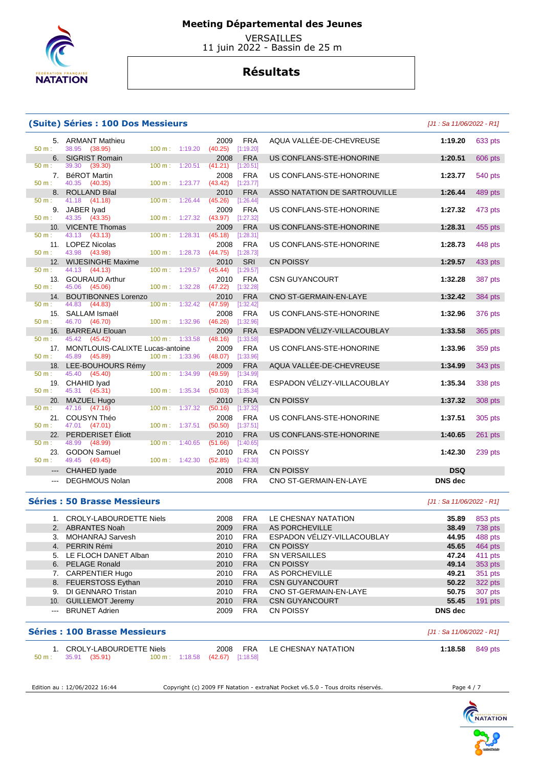# Meeting Départemental des Jeunes

VERSAILLES
11 juin 2022 - Bassin de 25 m

## Résultats

### (Suite) Séries : 100 Dos Messieurs

*[J1 : Sa 11/06/2022 - R1]*

| Rang | Nom | Année | Nat. | Club | Temps | Points |
|---|---|---|---|---|---|---|
| 5. | ARMANT Mathieu | 2009 | FRA | AQUA VALLÉE-DE-CHEVREUSE | 1:19.20 | 633 pts |
| | 50 m : 38.95 (38.95) — 100 m : 1:19.20 (40.25) [1:19.20] | | | | | |
| 6. | SIGRIST Romain | 2008 | FRA | US CONFLANS-STE-HONORINE | 1:20.51 | 606 pts |
| | 50 m : 39.30 (39.30) — 100 m : 1:20.51 (41.21) [1:20.51] | | | | | |
| 7. | BéROT Martin | 2008 | FRA | US CONFLANS-STE-HONORINE | 1:23.77 | 540 pts |
| | 50 m : 40.35 (40.35) — 100 m : 1:23.77 (43.42) [1:23.77] | | | | | |
| 8. | ROLLAND Bilal | 2010 | FRA | ASSO NATATION DE SARTROUVILLE | 1:26.44 | 489 pts |
| | 50 m : 41.18 (41.18) — 100 m : 1:26.44 (45.26) [1:26.44] | | | | | |
| 9. | JABER Iyad | 2009 | FRA | US CONFLANS-STE-HONORINE | 1:27.32 | 473 pts |
| | 50 m : 43.35 (43.35) — 100 m : 1:27.32 (43.97) [1:27.32] | | | | | |
| 10. | VICENTE Thomas | 2009 | FRA | US CONFLANS-STE-HONORINE | 1:28.31 | 455 pts |
| | 50 m : 43.13 (43.13) — 100 m : 1:28.31 (45.18) [1:28.31] | | | | | |
| 11. | LOPEZ Nicolas | 2008 | FRA | US CONFLANS-STE-HONORINE | 1:28.73 | 448 pts |
| | 50 m : 43.98 (43.98) — 100 m : 1:28.73 (44.75) [1:28.73] | | | | | |
| 12. | WIJESINGHE Maxime | 2010 | SRI | CN POISSY | 1:29.57 | 433 pts |
| | 50 m : 44.13 (44.13) — 100 m : 1:29.57 (45.44) [1:29.57] | | | | | |
| 13. | GOURAUD Arthur | 2010 | FRA | CSN GUYANCOURT | 1:32.28 | 387 pts |
| | 50 m : 45.06 (45.06) — 100 m : 1:32.28 (47.22) [1:32.28] | | | | | |
| 14. | BOUTIBONNES Lorenzo | 2010 | FRA | CNO ST-GERMAIN-EN-LAYE | 1:32.42 | 384 pts |
| | 50 m : 44.83 (44.83) — 100 m : 1:32.42 (47.59) [1:32.42] | | | | | |
| 15. | SALLAM Ismaël | 2008 | FRA | US CONFLANS-STE-HONORINE | 1:32.96 | 376 pts |
| | 50 m : 46.70 (46.70) — 100 m : 1:32.96 (46.26) [1:32.96] | | | | | |
| 16. | BARREAU Elouan | 2009 | FRA | ESPADON VÉLIZY-VILLACOUBLAY | 1:33.58 | 365 pts |
| | 50 m : 45.42 (45.42) — 100 m : 1:33.58 (48.16) [1:33.58] | | | | | |
| 17. | MONTLOUIS-CALIXTE Lucas-antoine | 2009 | FRA | US CONFLANS-STE-HONORINE | 1:33.96 | 359 pts |
| | 50 m : 45.89 (45.89) — 100 m : 1:33.96 (48.07) [1:33.96] | | | | | |
| 18. | LEE-BOUHOURS Rémy | 2009 | FRA | AQUA VALLÉE-DE-CHEVREUSE | 1:34.99 | 343 pts |
| | 50 m : 45.40 (45.40) — 100 m : 1:34.99 (49.59) [1:34.99] | | | | | |
| 19. | CHAHID Iyad | 2010 | FRA | ESPADON VÉLIZY-VILLACOUBLAY | 1:35.34 | 338 pts |
| | 50 m : 45.31 (45.31) — 100 m : 1:35.34 (50.03) [1:35.34] | | | | | |
| 20. | MAZUEL Hugo | 2010 | FRA | CN POISSY | 1:37.32 | 308 pts |
| | 50 m : 47.16 (47.16) — 100 m : 1:37.32 (50.16) [1:37.32] | | | | | |
| 21. | COUSYN Théo | 2008 | FRA | US CONFLANS-STE-HONORINE | 1:37.51 | 305 pts |
| | 50 m : 47.01 (47.01) — 100 m : 1:37.51 (50.50) [1:37.51] | | | | | |
| 22. | PERDERISET Éliott | 2010 | FRA | US CONFLANS-STE-HONORINE | 1:40.65 | 261 pts |
| | 50 m : 48.99 (48.99) — 100 m : 1:40.65 (51.66) [1:40.65] | | | | | |
| 23. | GODON Samuel | 2010 | FRA | CN POISSY | 1:42.30 | 239 pts |
| | 50 m : 49.45 (49.45) — 100 m : 1:42.30 (52.85) [1:42.30] | | | | | |
| --- | CHAHED Iyade | 2010 | FRA | CN POISSY | DSQ | |
| --- | DEGHMOUS Nolan | 2008 | FRA | CNO ST-GERMAIN-EN-LAYE | DNS dec | |

### Séries : 50 Brasse Messieurs

*[J1 : Sa 11/06/2022 - R1]*

| Rang | Nom | Année | Nat. | Club | Temps | Points |
|---|---|---|---|---|---|---|
| 1. | CROLY-LABOURDETTE Niels | 2008 | FRA | LE CHESNAY NATATION | 35.89 | 853 pts |
| 2. | ABRANTES Noah | 2009 | FRA | AS PORCHEVILLE | 38.49 | 738 pts |
| 3. | MOHANRAJ Sarvesh | 2010 | FRA | ESPADON VÉLIZY-VILLACOUBLAY | 44.95 | 488 pts |
| 4. | PERRIN Rémi | 2010 | FRA | CN POISSY | 45.65 | 464 pts |
| 5. | LE FLOCH DANET Alban | 2010 | FRA | SN VERSAILLES | 47.24 | 411 pts |
| 6. | PELAGE Ronald | 2010 | FRA | CN POISSY | 49.14 | 353 pts |
| 7. | CARPENTIER Hugo | 2010 | FRA | AS PORCHEVILLE | 49.21 | 351 pts |
| 8. | FEUERSTOSS Eythan | 2010 | FRA | CSN GUYANCOURT | 50.22 | 322 pts |
| 9. | DI GENNARO Tristan | 2010 | FRA | CNO ST-GERMAIN-EN-LAYE | 50.75 | 307 pts |
| 10. | GUILLEMOT Jeremy | 2010 | FRA | CSN GUYANCOURT | 55.45 | 191 pts |
| --- | BRUNET Adrien | 2009 | FRA | CN POISSY | DNS dec | |

### Séries : 100 Brasse Messieurs

*[J1 : Sa 11/06/2022 - R1]*

| Rang | Nom | Année | Nat. | Club | Temps | Points |
|---|---|---|---|---|---|---|
| 1. | CROLY-LABOURDETTE Niels | 2008 | FRA | LE CHESNAY NATATION | 1:18.58 | 849 pts |
| | 50 m : 35.91 (35.91) — 100 m : 1:18.58 (42.67) [1:18.58] | | | | | |

Edition au : 12/06/2022 16:44 — Copyright (c) 2009 FF Natation - extraNat Pocket v6.5.0 - Tous droits réservés.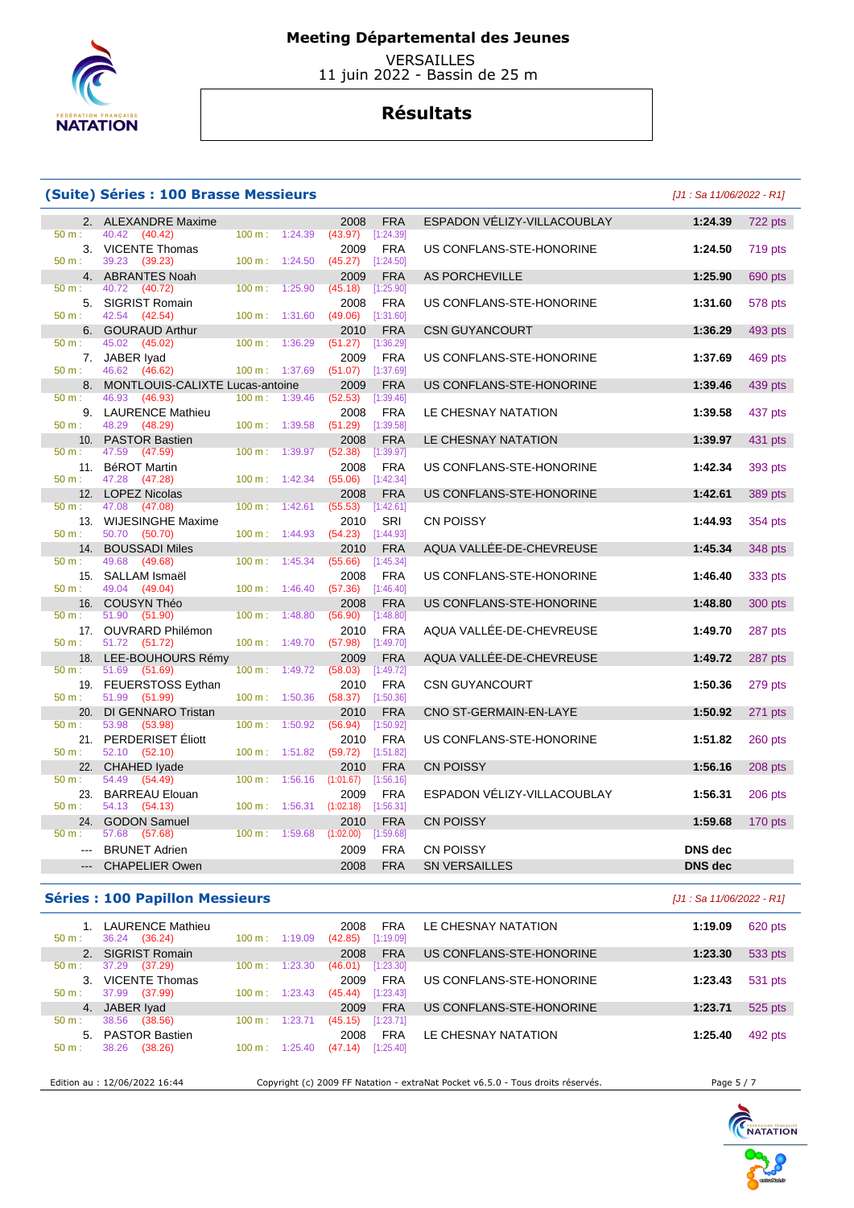# Meeting Départemental des Jeunes

VERSAILLES
11 juin 2022 - Bassin de 25 m

## Résultats

### (Suite) Séries : 100 Brasse Messieurs

*[J1 : Sa 11/06/2022 - R1]*

| Place | Nom | Année | Nat. | Club | Temps | Points |
|---|---|---|---|---|---|---|
| 2. | ALEXANDRE Maxime | 2008 | FRA | ESPADON VÉLIZY-VILLACOUBLAY | 1:24.39 | 722 pts |
| | 50 m : 40.42 (40.42) — 100 m : 1:24.39 (43.97) [1:24.39] | | | | | |
| 3. | VICENTE Thomas | 2009 | FRA | US CONFLANS-STE-HONORINE | 1:24.50 | 719 pts |
| | 50 m : 39.23 (39.23) — 100 m : 1:24.50 (45.27) [1:24.50] | | | | | |
| 4. | ABRANTES Noah | 2009 | FRA | AS PORCHEVILLE | 1:25.90 | 690 pts |
| | 50 m : 40.72 (40.72) — 100 m : 1:25.90 (45.18) [1:25.90] | | | | | |
| 5. | SIGRIST Romain | 2008 | FRA | US CONFLANS-STE-HONORINE | 1:31.60 | 578 pts |
| | 50 m : 42.54 (42.54) — 100 m : 1:31.60 (49.06) [1:31.60] | | | | | |
| 6. | GOURAUD Arthur | 2010 | FRA | CSN GUYANCOURT | 1:36.29 | 493 pts |
| | 50 m : 45.02 (45.02) — 100 m : 1:36.29 (51.27) [1:36.29] | | | | | |
| 7. | JABER Iyad | 2009 | FRA | US CONFLANS-STE-HONORINE | 1:37.69 | 469 pts |
| | 50 m : 46.62 (46.62) — 100 m : 1:37.69 (51.07) [1:37.69] | | | | | |
| 8. | MONTLOUIS-CALIXTE Lucas-antoine | 2009 | FRA | US CONFLANS-STE-HONORINE | 1:39.46 | 439 pts |
| | 50 m : 46.93 (46.93) — 100 m : 1:39.46 (52.53) [1:39.46] | | | | | |
| 9. | LAURENCE Mathieu | 2008 | FRA | LE CHESNAY NATATION | 1:39.58 | 437 pts |
| | 50 m : 48.29 (48.29) — 100 m : 1:39.58 (51.29) [1:39.58] | | | | | |
| 10. | PASTOR Bastien | 2008 | FRA | LE CHESNAY NATATION | 1:39.97 | 431 pts |
| | 50 m : 47.59 (47.59) — 100 m : 1:39.97 (52.38) [1:39.97] | | | | | |
| 11. | BéROT Martin | 2008 | FRA | US CONFLANS-STE-HONORINE | 1:42.34 | 393 pts |
| | 50 m : 47.28 (47.28) — 100 m : 1:42.34 (55.06) [1:42.34] | | | | | |
| 12. | LOPEZ Nicolas | 2008 | FRA | US CONFLANS-STE-HONORINE | 1:42.61 | 389 pts |
| | 50 m : 47.08 (47.08) — 100 m : 1:42.61 (55.53) [1:42.61] | | | | | |
| 13. | WIJESINGHE Maxime | 2010 | SRI | CN POISSY | 1:44.93 | 354 pts |
| | 50 m : 50.70 (50.70) — 100 m : 1:44.93 (54.23) [1:44.93] | | | | | |
| 14. | BOUSSADI Miles | 2010 | FRA | AQUA VALLÉE-DE-CHEVREUSE | 1:45.34 | 348 pts |
| | 50 m : 49.68 (49.68) — 100 m : 1:45.34 (55.66) [1:45.34] | | | | | |
| 15. | SALLAM Ismaël | 2008 | FRA | US CONFLANS-STE-HONORINE | 1:46.40 | 333 pts |
| | 50 m : 49.04 (49.04) — 100 m : 1:46.40 (57.36) [1:46.40] | | | | | |
| 16. | COUSYN Théo | 2008 | FRA | US CONFLANS-STE-HONORINE | 1:48.80 | 300 pts |
| | 50 m : 51.90 (51.90) — 100 m : 1:48.80 (56.90) [1:48.80] | | | | | |
| 17. | OUVRARD Philémon | 2010 | FRA | AQUA VALLÉE-DE-CHEVREUSE | 1:49.70 | 287 pts |
| | 50 m : 51.72 (51.72) — 100 m : 1:49.70 (57.98) [1:49.70] | | | | | |
| 18. | LEE-BOUHOURS Rémy | 2009 | FRA | AQUA VALLÉE-DE-CHEVREUSE | 1:49.72 | 287 pts |
| | 50 m : 51.69 (51.69) — 100 m : 1:49.72 (58.03) [1:49.72] | | | | | |
| 19. | FEUERSTOSS Eythan | 2010 | FRA | CSN GUYANCOURT | 1:50.36 | 279 pts |
| | 50 m : 51.99 (51.99) — 100 m : 1:50.36 (58.37) [1:50.36] | | | | | |
| 20. | DI GENNARO Tristan | 2010 | FRA | CNO ST-GERMAIN-EN-LAYE | 1:50.92 | 271 pts |
| | 50 m : 53.98 (53.98) — 100 m : 1:50.92 (56.94) [1:50.92] | | | | | |
| 21. | PERDERISET Éliott | 2010 | FRA | US CONFLANS-STE-HONORINE | 1:51.82 | 260 pts |
| | 50 m : 52.10 (52.10) — 100 m : 1:51.82 (59.72) [1:51.82] | | | | | |
| 22. | CHAHED Iyade | 2010 | FRA | CN POISSY | 1:56.16 | 208 pts |
| | 50 m : 54.49 (54.49) — 100 m : 1:56.16 (1:01.67) [1:56.16] | | | | | |
| 23. | BARREAU Elouan | 2009 | FRA | ESPADON VÉLIZY-VILLACOUBLAY | 1:56.31 | 206 pts |
| | 50 m : 54.13 (54.13) — 100 m : 1:56.31 (1:02.18) [1:56.31] | | | | | |
| 24. | GODON Samuel | 2010 | FRA | CN POISSY | 1:59.68 | 170 pts |
| | 50 m : 57.68 (57.68) — 100 m : 1:59.68 (1:02.00) [1:59.68] | | | | | |
| --- | BRUNET Adrien | 2009 | FRA | CN POISSY | DNS dec | |
| --- | CHAPELIER Owen | 2008 | FRA | SN VERSAILLES | DNS dec | |

### Séries : 100 Papillon Messieurs

*[J1 : Sa 11/06/2022 - R1]*

| Place | Nom | Année | Nat. | Club | Temps | Points |
|---|---|---|---|---|---|---|
| 1. | LAURENCE Mathieu | 2008 | FRA | LE CHESNAY NATATION | 1:19.09 | 620 pts |
| | 50 m : 36.24 (36.24) — 100 m : 1:19.09 (42.85) [1:19.09] | | | | | |
| 2. | SIGRIST Romain | 2008 | FRA | US CONFLANS-STE-HONORINE | 1:23.30 | 533 pts |
| | 50 m : 37.29 (37.29) — 100 m : 1:23.30 (46.01) [1:23.30] | | | | | |
| 3. | VICENTE Thomas | 2009 | FRA | US CONFLANS-STE-HONORINE | 1:23.43 | 531 pts |
| | 50 m : 37.99 (37.99) — 100 m : 1:23.43 (45.44) [1:23.43] | | | | | |
| 4. | JABER Iyad | 2009 | FRA | US CONFLANS-STE-HONORINE | 1:23.71 | 525 pts |
| | 50 m : 38.56 (38.56) — 100 m : 1:23.71 (45.15) [1:23.71] | | | | | |
| 5. | PASTOR Bastien | 2008 | FRA | LE CHESNAY NATATION | 1:25.40 | 492 pts |
| | 50 m : 38.26 (38.26) — 100 m : 1:25.40 (47.14) [1:25.40] | | | | | |

Edition au : 12/06/2022 16:44 — Copyright (c) 2009 FF Natation - extraNat Pocket v6.5.0 - Tous droits réservés.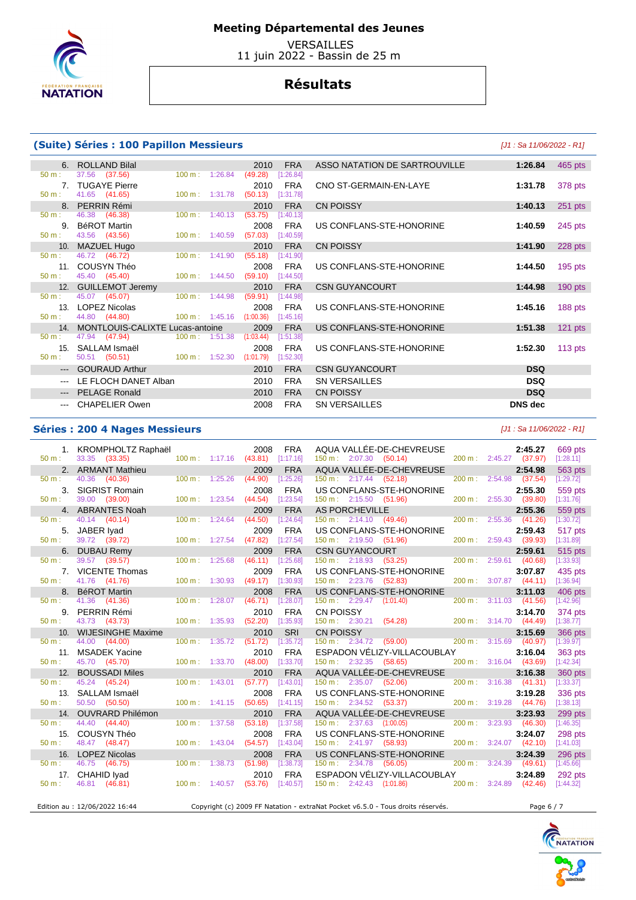# Meeting Départemental des Jeunes

VERSAILLES
11 juin 2022 - Bassin de 25 m

## Résultats

### (Suite) Séries : 100 Papillon Messieurs

*[J1 : Sa 11/06/2022 - R1]*

| Rang | Nom | Année | Nat. | Club | Temps | Points |
|---|---|---|---|---|---|---|
| 6. | ROLLAND Bilal | 2010 | FRA | ASSO NATATION DE SARTROUVILLE | 1:26.84 | 465 pts |
| | 50 m : 37.56 (37.56) – 100 m : 1:26.84 (49.28) [1:26.84] | | | | | |
| 7. | TUGAYE Pierre | 2010 | FRA | CNO ST-GERMAIN-EN-LAYE | 1:31.78 | 378 pts |
| | 50 m : 41.65 (41.65) – 100 m : 1:31.78 (50.13) [1:31.78] | | | | | |
| 8. | PERRIN Rémi | 2010 | FRA | CN POISSY | 1:40.13 | 251 pts |
| | 50 m : 46.38 (46.38) – 100 m : 1:40.13 (53.75) [1:40.13] | | | | | |
| 9. | BéROT Martin | 2008 | FRA | US CONFLANS-STE-HONORINE | 1:40.59 | 245 pts |
| | 50 m : 43.56 (43.56) – 100 m : 1:40.59 (57.03) [1:40.59] | | | | | |
| 10. | MAZUEL Hugo | 2010 | FRA | CN POISSY | 1:41.90 | 228 pts |
| | 50 m : 46.72 (46.72) – 100 m : 1:41.90 (55.18) [1:41.90] | | | | | |
| 11. | COUSYN Théo | 2008 | FRA | US CONFLANS-STE-HONORINE | 1:44.50 | 195 pts |
| | 50 m : 45.40 (45.40) – 100 m : 1:44.50 (59.10) [1:44.50] | | | | | |
| 12. | GUILLEMOT Jeremy | 2010 | FRA | CSN GUYANCOURT | 1:44.98 | 190 pts |
| | 50 m : 45.07 (45.07) – 100 m : 1:44.98 (59.91) [1:44.98] | | | | | |
| 13. | LOPEZ Nicolas | 2008 | FRA | US CONFLANS-STE-HONORINE | 1:45.16 | 188 pts |
| | 50 m : 44.80 (44.80) – 100 m : 1:45.16 (1:00.36) [1:45.16] | | | | | |
| 14. | MONTLOUIS-CALIXTE Lucas-antoine | 2009 | FRA | US CONFLANS-STE-HONORINE | 1:51.38 | 121 pts |
| | 50 m : 47.94 (47.94) – 100 m : 1:51.38 (1:03.44) [1:51.38] | | | | | |
| 15. | SALLAM Ismaël | 2008 | FRA | US CONFLANS-STE-HONORINE | 1:52.30 | 113 pts |
| | 50 m : 50.51 (50.51) – 100 m : 1:52.30 (1:01.79) [1:52.30] | | | | | |
| --- | GOURAUD Arthur | 2010 | FRA | CSN GUYANCOURT | DSQ | |
| --- | LE FLOCH DANET Alban | 2010 | FRA | SN VERSAILLES | DSQ | |
| --- | PELAGE Ronald | 2010 | FRA | CN POISSY | DSQ | |
| --- | CHAPELIER Owen | 2008 | FRA | SN VERSAILLES | DNS dec | |

### Séries : 200 4 Nages Messieurs

*[J1 : Sa 11/06/2022 - R1]*

| Rang | Nom | Année | Nat. | Club | Temps | Points |
|---|---|---|---|---|---|---|
| 1. | KROMPHOLTZ Raphaël | 2008 | FRA | AQUA VALLÉE-DE-CHEVREUSE | 2:45.27 | 669 pts |
| | 50 m : 33.35 (33.35) – 100 m : 1:17.16 (43.81) [1:17.16] – 150 m : 2:07.30 (50.14) – 200 m : 2:45.27 (37.97) [1:28.11] | | | | | |
| 2. | ARMANT Mathieu | 2009 | FRA | AQUA VALLÉE-DE-CHEVREUSE | 2:54.98 | 563 pts |
| | 50 m : 40.36 (40.36) – 100 m : 1:25.26 (44.90) [1:25.26] – 150 m : 2:17.44 (52.18) – 200 m : 2:54.98 (37.54) [1:29.72] | | | | | |
| 3. | SIGRIST Romain | 2008 | FRA | US CONFLANS-STE-HONORINE | 2:55.30 | 559 pts |
| | 50 m : 39.00 (39.00) – 100 m : 1:23.54 (44.54) [1:23.54] – 150 m : 2:15.50 (51.96) – 200 m : 2:55.30 (39.80) [1:31.76] | | | | | |
| 4. | ABRANTES Noah | 2009 | FRA | AS PORCHEVILLE | 2:55.36 | 559 pts |
| | 50 m : 40.14 (40.14) – 100 m : 1:24.64 (44.50) [1:24.64] – 150 m : 2:14.10 (49.46) – 200 m : 2:55.36 (41.26) [1:30.72] | | | | | |
| 5. | JABER Iyad | 2009 | FRA | US CONFLANS-STE-HONORINE | 2:59.43 | 517 pts |
| | 50 m : 39.72 (39.72) – 100 m : 1:27.54 (47.82) [1:27.54] – 150 m : 2:19.50 (51.96) – 200 m : 2:59.43 (39.93) [1:31.89] | | | | | |
| 6. | DUBAU Remy | 2009 | FRA | CSN GUYANCOURT | 2:59.61 | 515 pts |
| | 50 m : 39.57 (39.57) – 100 m : 1:25.68 (46.11) [1:25.68] – 150 m : 2:18.93 (53.25) – 200 m : 2:59.61 (40.68) [1:33.93] | | | | | |
| 7. | VICENTE Thomas | 2009 | FRA | US CONFLANS-STE-HONORINE | 3:07.87 | 435 pts |
| | 50 m : 41.76 (41.76) – 100 m : 1:30.93 (49.17) [1:30.93] – 150 m : 2:23.76 (52.83) – 200 m : 3:07.87 (44.11) [1:36.94] | | | | | |
| 8. | BéROT Martin | 2008 | FRA | US CONFLANS-STE-HONORINE | 3:11.03 | 406 pts |
| | 50 m : 41.36 (41.36) – 100 m : 1:28.07 (46.71) [1:28.07] – 150 m : 2:29.47 (1:01.40) – 200 m : 3:11.03 (41.56) [1:42.96] | | | | | |
| 9. | PERRIN Rémi | 2010 | FRA | CN POISSY | 3:14.70 | 374 pts |
| | 50 m : 43.73 (43.73) – 100 m : 1:35.93 (52.20) [1:35.93] – 150 m : 2:30.21 (54.28) – 200 m : 3:14.70 (44.49) [1:38.77] | | | | | |
| 10. | WIJESINGHE Maxime | 2010 | SRI | CN POISSY | 3:15.69 | 366 pts |
| | 50 m : 44.00 (44.00) – 100 m : 1:35.72 (51.72) [1:35.72] – 150 m : 2:34.72 (59.00) – 200 m : 3:15.69 (40.97) [1:39.97] | | | | | |
| 11. | MSADEK Yacine | 2010 | FRA | ESPADON VÉLIZY-VILLACOUBLAY | 3:16.04 | 363 pts |
| | 50 m : 45.70 (45.70) – 100 m : 1:33.70 (48.00) [1:33.70] – 150 m : 2:32.35 (58.65) – 200 m : 3:16.04 (43.69) [1:42.34] | | | | | |
| 12. | BOUSSADI Miles | 2010 | FRA | AQUA VALLÉE-DE-CHEVREUSE | 3:16.38 | 360 pts |
| | 50 m : 45.24 (45.24) – 100 m : 1:43.01 (57.77) [1:43.01] – 150 m : 2:35.07 (52.06) – 200 m : 3:16.38 (41.31) [1:33.37] | | | | | |
| 13. | SALLAM Ismaël | 2008 | FRA | US CONFLANS-STE-HONORINE | 3:19.28 | 336 pts |
| | 50 m : 50.50 (50.50) – 100 m : 1:41.15 (50.65) [1:41.15] – 150 m : 2:34.52 (53.37) – 200 m : 3:19.28 (44.76) [1:38.13] | | | | | |
| 14. | OUVRARD Philémon | 2010 | FRA | AQUA VALLÉE-DE-CHEVREUSE | 3:23.93 | 299 pts |
| | 50 m : 44.40 (44.40) – 100 m : 1:37.58 (53.18) [1:37.58] – 150 m : 2:37.63 (1:00.05) – 200 m : 3:23.93 (46.30) [1:46.35] | | | | | |
| 15. | COUSYN Théo | 2008 | FRA | US CONFLANS-STE-HONORINE | 3:24.07 | 298 pts |
| | 50 m : 48.47 (48.47) – 100 m : 1:43.04 (54.57) [1:43.04] – 150 m : 2:41.97 (58.93) – 200 m : 3:24.07 (42.10) [1:41.03] | | | | | |
| 16. | LOPEZ Nicolas | 2008 | FRA | US CONFLANS-STE-HONORINE | 3:24.39 | 296 pts |
| | 50 m : 46.75 (46.75) – 100 m : 1:38.73 (51.98) [1:38.73] – 150 m : 2:34.78 (56.05) – 200 m : 3:24.39 (49.61) [1:45.66] | | | | | |
| 17. | CHAHID Iyad | 2010 | FRA | ESPADON VÉLIZY-VILLACOUBLAY | 3:24.89 | 292 pts |
| | 50 m : 46.81 (46.81) – 100 m : 1:40.57 (53.76) [1:40.57] – 150 m : 2:42.43 (1:01.86) – 200 m : 3:24.89 (42.46) [1:44.32] | | | | | |

Edition au : 12/06/2022 16:44 — Copyright (c) 2009 FF Natation - extraNat Pocket v6.5.0 - Tous droits réservés.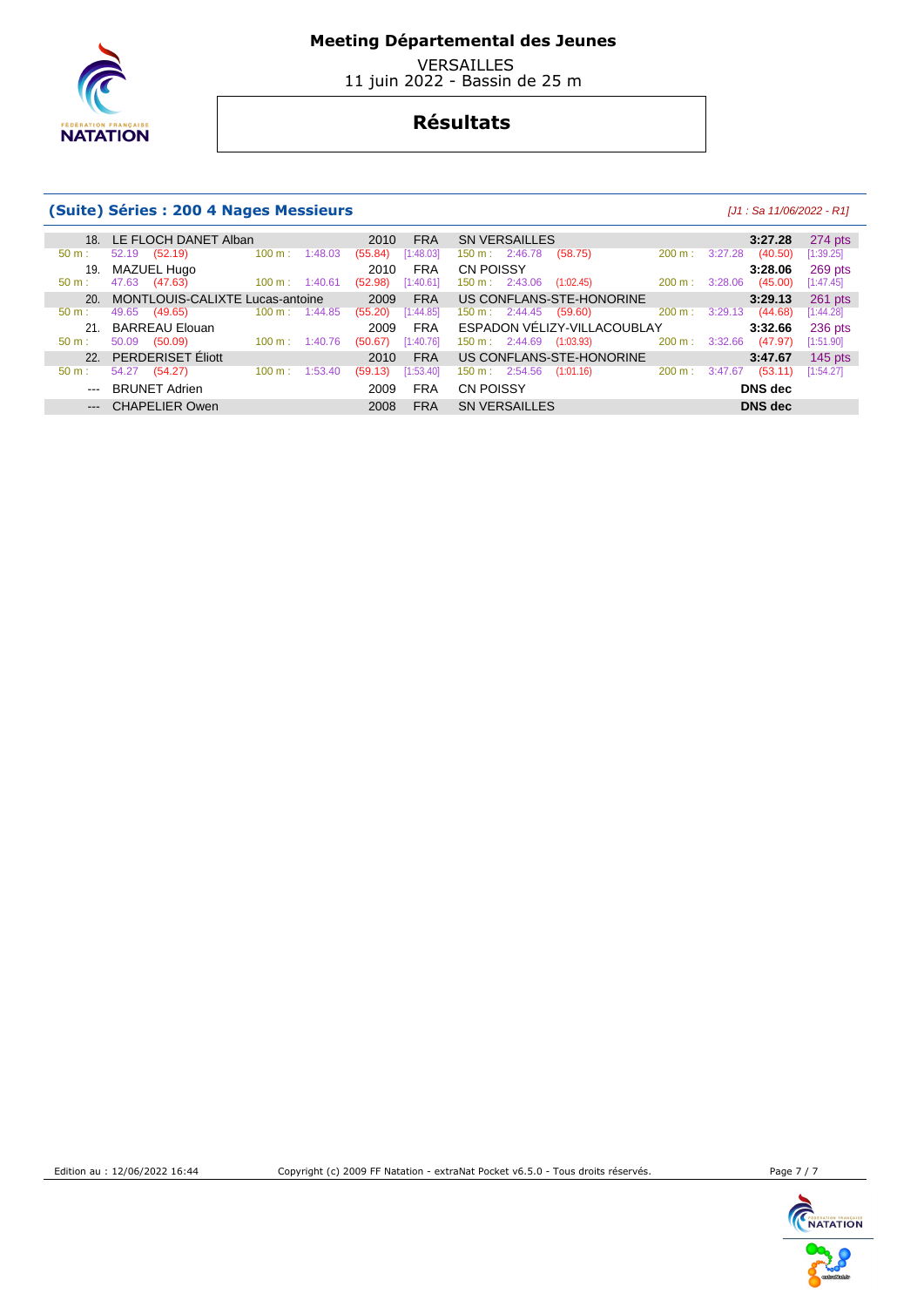# Meeting Départemental des Jeunes

VERSAILLES
11 juin 2022 - Bassin de 25 m

## Résultats

### (Suite) Séries : 200 4 Nages Messieurs

*[J1 : Sa 11/06/2022 - R1]*

| | | | | | | | |
|---|---|---|---|---|---|---|---|
| 18. | LE FLOCH DANET Alban | 2010 | FRA | SN VERSAILLES | | 3:27.28 | 274 pts |
| 50 m : 52.19 (52.19) | 100 m : 1:48.03 (55.84) [1:48.03] | | | 150 m : 2:46.78 (58.75) | 200 m : 3:27.28 (40.50) [1:39.25] | | |
| 19. | MAZUEL Hugo | 2010 | FRA | CN POISSY | | 3:28.06 | 269 pts |
| 50 m : 47.63 (47.63) | 100 m : 1:40.61 (52.98) [1:40.61] | | | 150 m : 2:43.06 (1:02.45) | 200 m : 3:28.06 (45.00) [1:47.45] | | |
| 20. | MONTLOUIS-CALIXTE Lucas-antoine | 2009 | FRA | US CONFLANS-STE-HONORINE | | 3:29.13 | 261 pts |
| 50 m : 49.65 (49.65) | 100 m : 1:44.85 (55.20) [1:44.85] | | | 150 m : 2:44.45 (59.60) | 200 m : 3:29.13 (44.68) [1:44.28] | | |
| 21. | BARREAU Elouan | 2009 | FRA | ESPADON VÉLIZY-VILLACOUBLAY | | 3:32.66 | 236 pts |
| 50 m : 50.09 (50.09) | 100 m : 1:40.76 (50.67) [1:40.76] | | | 150 m : 2:44.69 (1:03.93) | 200 m : 3:32.66 (47.97) [1:51.90] | | |
| 22. | PERDERISET Éliott | 2010 | FRA | US CONFLANS-STE-HONORINE | | 3:47.67 | 145 pts |
| 50 m : 54.27 (54.27) | 100 m : 1:53.40 (59.13) [1:53.40] | | | 150 m : 2:54.56 (1:01.16) | 200 m : 3:47.67 (53.11) [1:54.27] | | |
| --- | BRUNET Adrien | 2009 | FRA | CN POISSY | | DNS dec | |
| --- | CHAPELIER Owen | 2008 | FRA | SN VERSAILLES | | DNS dec | |

Edition au : 12/06/2022 16:44 Copyright (c) 2009 FF Natation - extraNat Pocket v6.5.0 - Tous droits réservés.